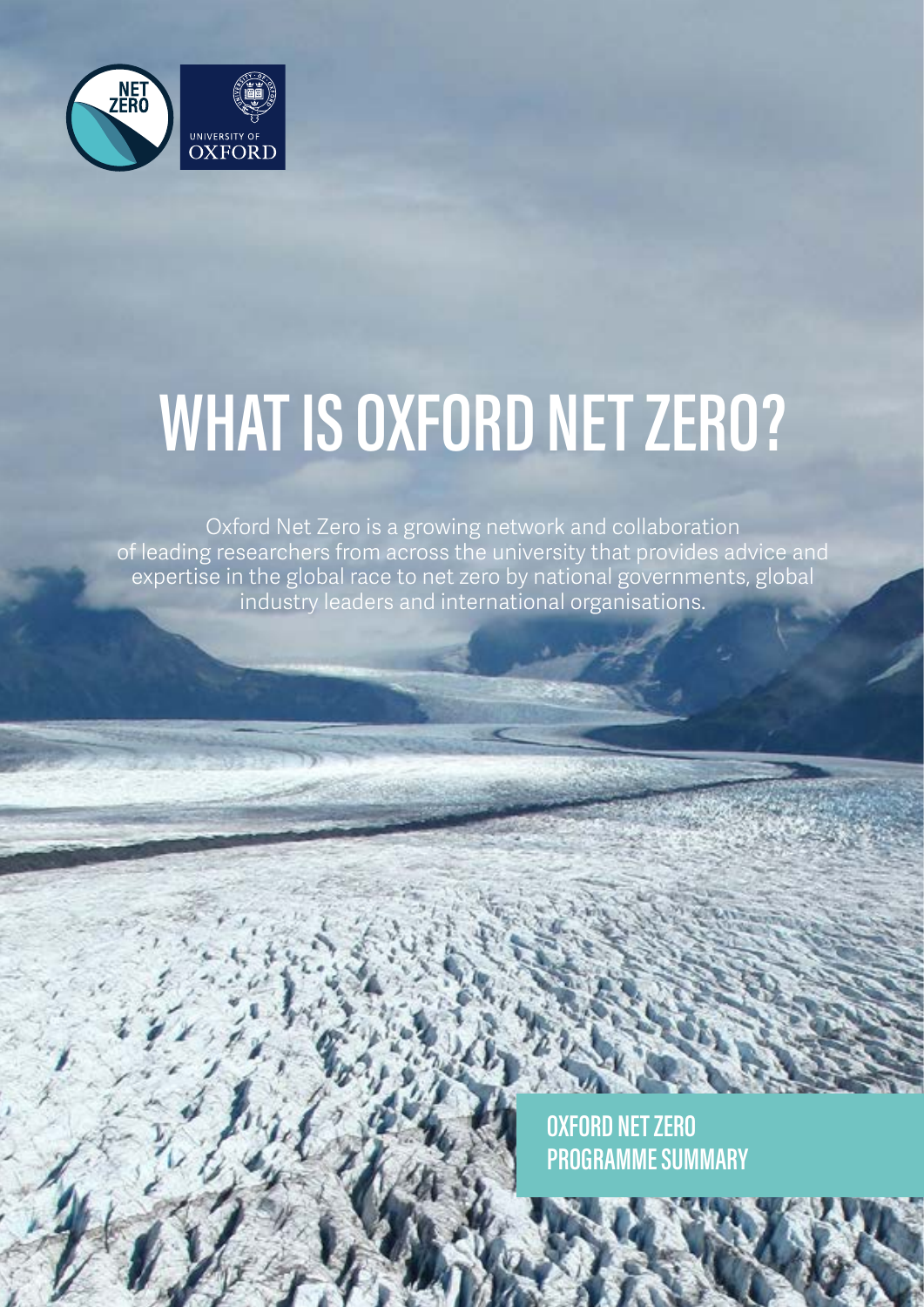# WHAT IS OXFORD NET ZERO?

Oxford Net Zero is a growing network and collaboration of leading researchers from across the university that provides advice and expertise in the global race to net zero by national governments, global industry leaders and international organisations.

**OXFORD NET ZERO PROGRAMME SUMMARY**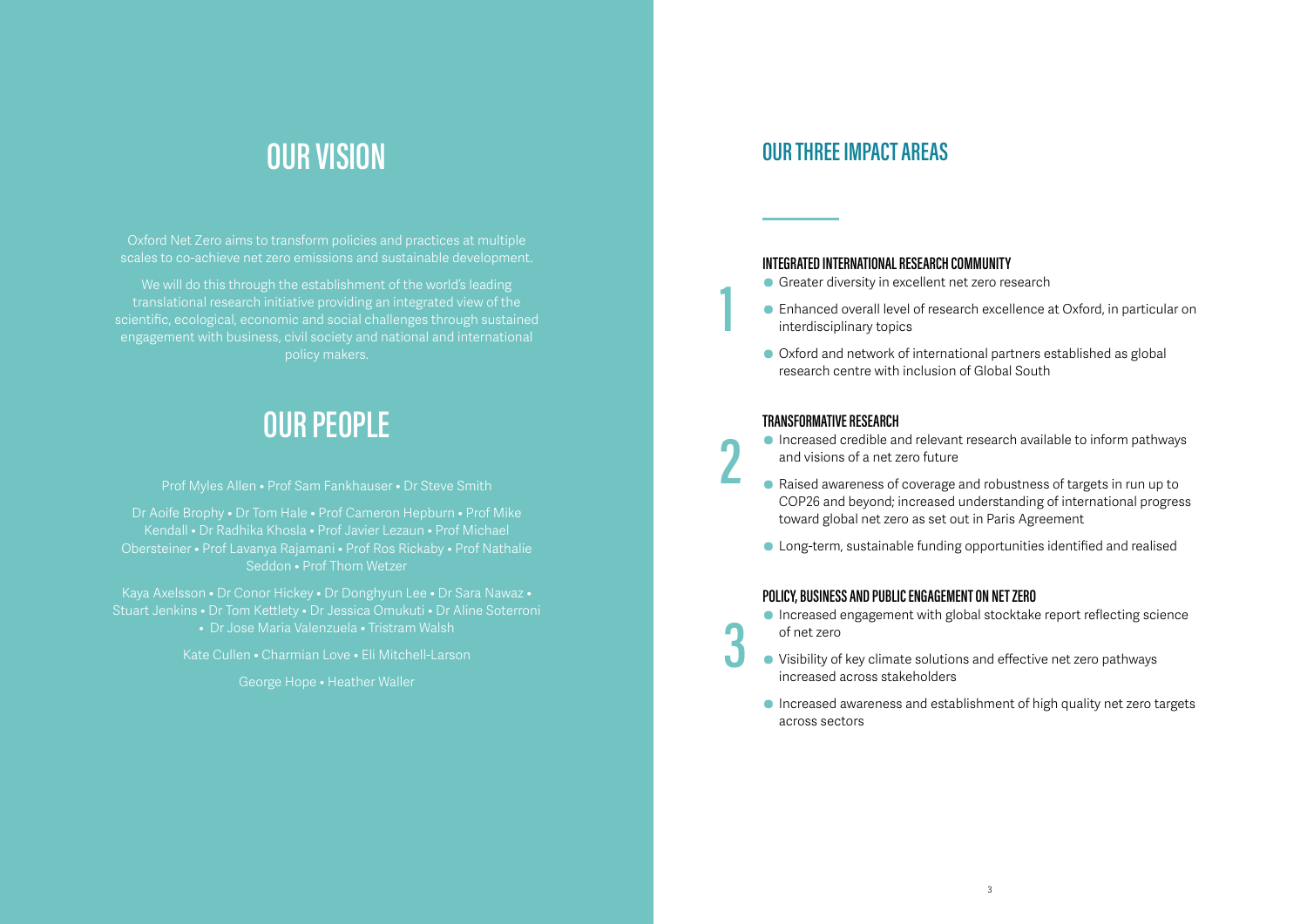## OUR VISION

Oxford Net Zero aims to transform policies and practices at multiple scales to co-achieve net zero emissions and sustainable development.

We will do this through the establishment of the world's leading translational research initiative providing an integrated view of the scientific, ecological, economic and social challenges through sustained engagement with business, civil society and national and international policy makers.

## OUR PEOPLE

Prof Myles Allen • Prof Sam Fankhauser • Dr Steve Smith

Dr Aoife Brophy • Dr Tom Hale • Prof Cameron Hepburn • Prof Mike Kendall • Dr Radhika Khosla • Prof Javier Lezaun • Prof Michael Obersteiner • Prof Lavanya Rajamani • Prof Ros Rickaby • Prof Nathalie Seddon • Prof Thom Wetzer

Kaya Axelsson • Dr Conor Hickey • Dr Donghyun Lee • Dr Sara Nawaz • Stuart Jenkins • Dr Tom Kettlety • Dr Jessica Omukuti • Dr Aline Soterroni • Dr Jose Maria Valenzuela • Tristram Walsh

Kate Cullen • Charmian Love • Eli Mitchell-Larson

George Hope • Heather Waller

## OUR THREE IMPACT AREAS

### 1 INTEGRATED INTERNATIONAL RESEARCH COMMUNITY

- Greater diversity in excellent net zero research
- Enhanced overall level of research excellence at Oxford, in particular on interdisciplinary topics
- Oxford and network of international partners established as global research centre with inclusion of Global South

### 2 TRANSFORMATIVE RESEARCH

- Increased credible and relevant research available to inform pathways and visions of a net zero future
- Raised awareness of coverage and robustness of targets in run up to COP26 and beyond; increased understanding of international progress toward global net zero as set out in Paris Agreement
- Long-term, sustainable funding opportunities identified and realised

### 3 POLICY, BUSINESS AND PUBLIC ENGAGEMENT ON NET ZERO

- Increased engagement with global stocktake report reflecting science of net zero
- Visibility of key climate solutions and effective net zero pathways increased across stakeholders
- Increased awareness and establishment of high quality net zero targets across sectors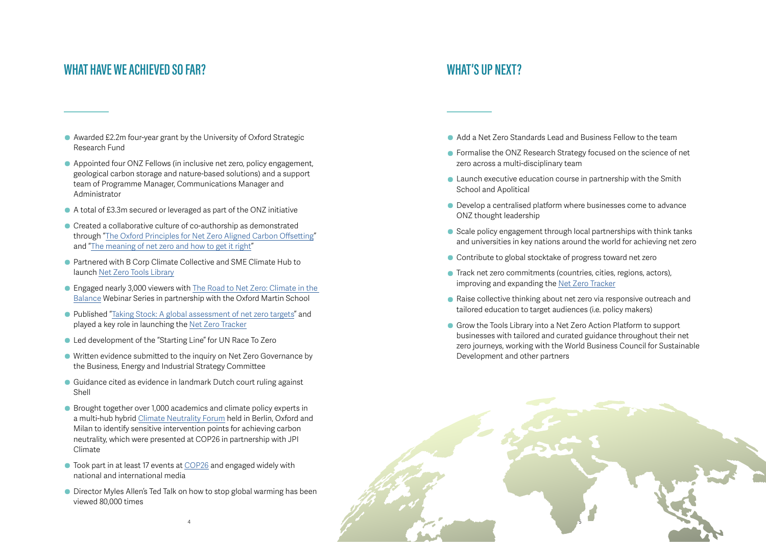## WHAT HAVE WE ACHIEVED SO FAR?

- Awarded £2.2m four-year grant by the University of Oxford Strategic Research Fund
- Appointed four ONZ Fellows (in inclusive net zero, policy engagement, geological carbon storage and nature-based solutions) and a support team of Programme Manager, Communications Manager and Administrator
- A total of £3.3m secured or leveraged as part of the ONZ initiative
- Created a collaborative culture of co-authorship as demonstrated through "The Oxford Principles for Net Zero Aligned Carbon Offsetting" and "The meaning of net zero and how to get it right"
- Partnered with B Corp Climate Collective and SME Climate Hub to launch Net Zero Tools Library
- Engaged nearly 3,000 viewers with The Road to Net Zero: Climate in the Balance Webinar Series in partnership with the Oxford Martin School
- Published "Taking Stock: A global assessment of net zero targets" and played a key role in launching the Net Zero Tracker
- Led development of the "Starting Line" for UN Race To Zero
- Written evidence submitted to the inquiry on Net Zero Governance by the Business, Energy and Industrial Strategy Committee
- Guidance cited as evidence in landmark Dutch court ruling against Shell
- Brought together over 1,000 academics and climate policy experts in a multi-hub hybrid Climate Neutrality Forum held in Berlin, Oxford and Milan to identify sensitive intervention points for achieving carbon neutrality, which were presented at COP26 in partnership with JPI Climate
- Took part in at least 17 events at COP26 and engaged widely with national and international media
- Director Myles Allen's Ted Talk on how to stop global warming has been viewed 80,000 times

## WHAT'S UP NEXT?

- Add a Net Zero Standards Lead and Business Fellow to the team
- Formalise the ONZ Research Strategy focused on the science of net zero across a multi-disciplinary team
- Launch executive education course in partnership with the Smith School and Apolitical
- Develop a centralised platform where businesses come to advance ONZ thought leadership
- Scale policy engagement through local partnerships with think tanks and universities in key nations around the world for achieving net zero
- Contribute to global stocktake of progress toward net zero
- Track net zero commitments (countries, cities, regions, actors), improving and expanding the Net Zero Tracker
- Raise collective thinking about net zero via responsive outreach and tailored education to target audiences (i.e. policy makers)
- Grow the Tools Library into a Net Zero Action Platform to support businesses with tailored and curated guidance throughout their net zero journeys, working with the World Business Council for Sustainable Development and other partners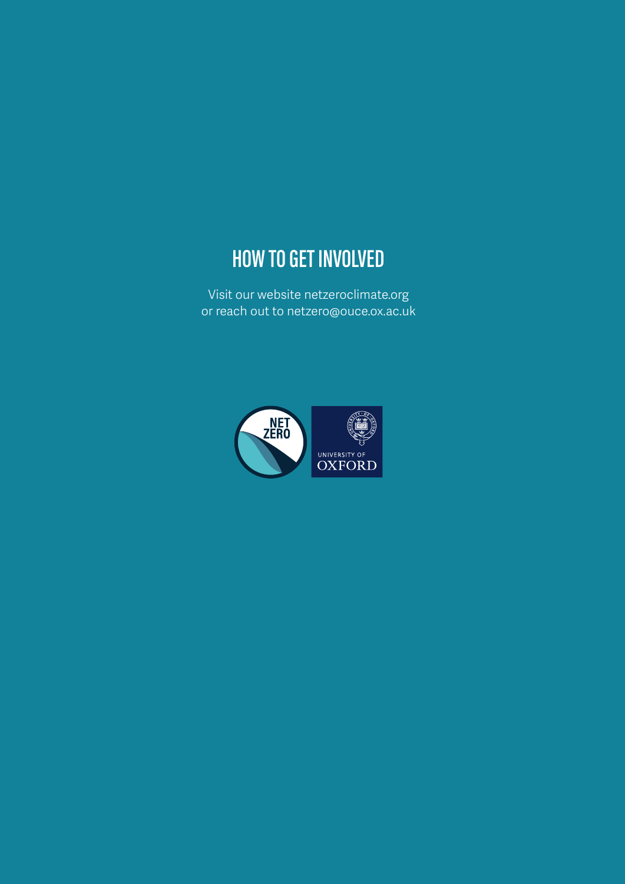# HOW TO GET INVOLVED

Visit our website netzeroclimate.org
or reach out to netzero@ouce.ox.ac.uk